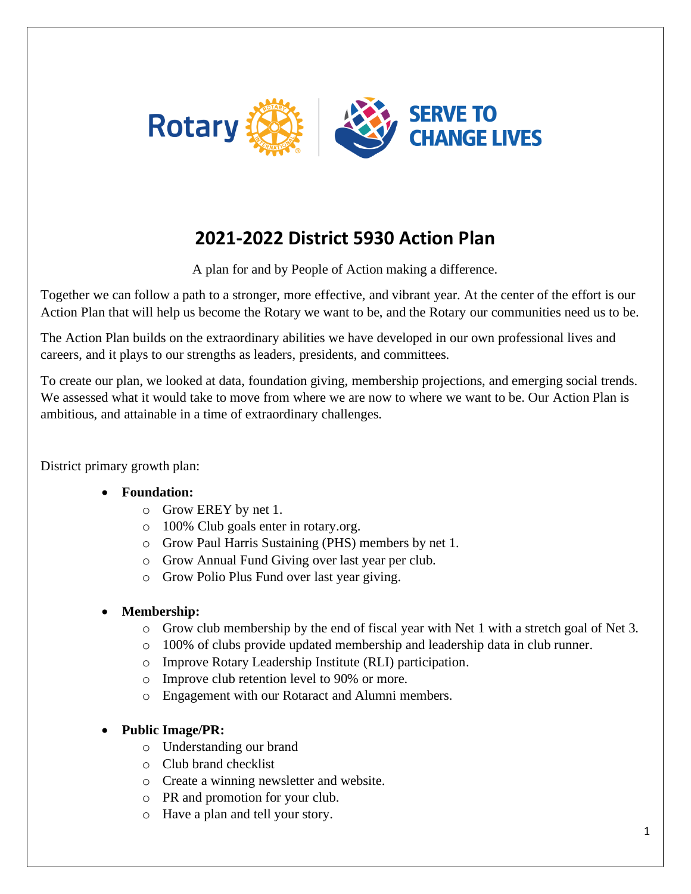# 2021-2022 District 5930 Action Plan

A plan for and by People of Action making a difference.

Together we can follow a path to a stronger, more effective, and vibrant year. At the center of the effort is our Action Plan that will help us become the Rotary we want to be, and the Rotary our communities need us to be.

The Action Plan builds on the extraordinary abilities we have developed in our own professional lives and careers, and it plays to our strengths as leaders, presidents, and committees.

To create our plan, we looked at data, foundation giving, membership projections, and emerging social trends. We assessed what it would take to move from where we are now to where we want to be. Our Action Plan is ambitious, and attainable in a time of extraordinary challenges.

District primary growth plan:

- **Foundation:**
  - Grow EREY by net 1.
  - 100% Club goals enter in rotary.org.
  - Grow Paul Harris Sustaining (PHS) members by net 1.
  - Grow Annual Fund Giving over last year per club.
  - Grow Polio Plus Fund over last year giving.

- **Membership:**
  - Grow club membership by the end of fiscal year with Net 1 with a stretch goal of Net 3.
  - 100% of clubs provide updated membership and leadership data in club runner.
  - Improve Rotary Leadership Institute (RLI) participation.
  - Improve club retention level to 90% or more.
  - Engagement with our Rotaract and Alumni members.

- **Public Image/PR:**
  - Understanding our brand
  - Club brand checklist
  - Create a winning newsletter and website.
  - PR and promotion for your club.
  - Have a plan and tell your story.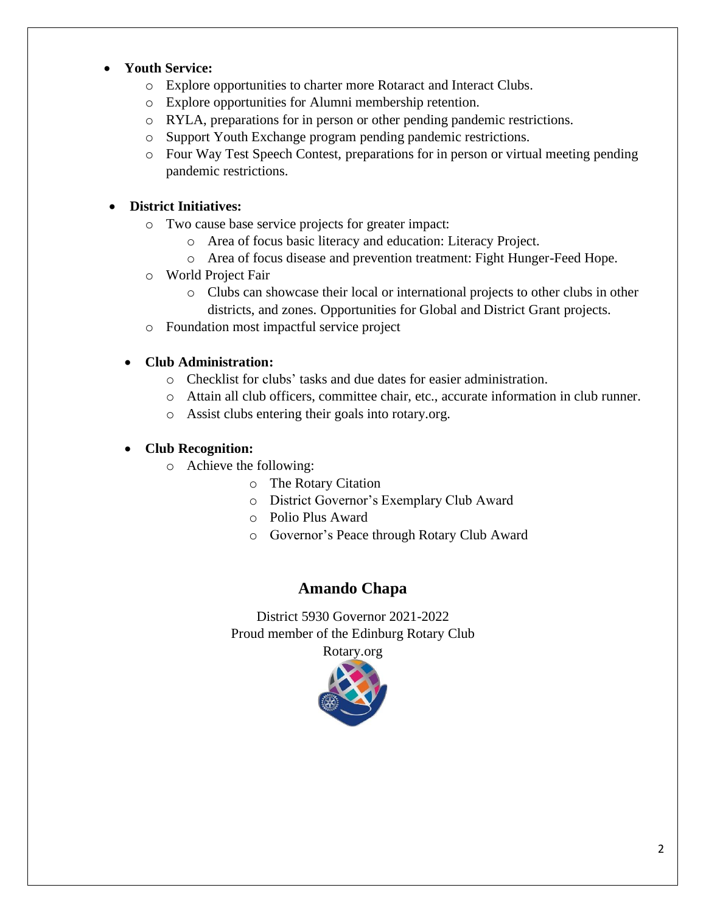- **Youth Service:**
  - Explore opportunities to charter more Rotaract and Interact Clubs.
  - Explore opportunities for Alumni membership retention.
  - RYLA, preparations for in person or other pending pandemic restrictions.
  - Support Youth Exchange program pending pandemic restrictions.
  - Four Way Test Speech Contest, preparations for in person or virtual meeting pending pandemic restrictions.

- **District Initiatives:**
  - Two cause base service projects for greater impact:
    - Area of focus basic literacy and education: Literacy Project.
    - Area of focus disease and prevention treatment: Fight Hunger-Feed Hope.
  - World Project Fair
    - Clubs can showcase their local or international projects to other clubs in other districts, and zones. Opportunities for Global and District Grant projects.
  - Foundation most impactful service project

- **Club Administration:**
  - Checklist for clubs' tasks and due dates for easier administration.
  - Attain all club officers, committee chair, etc., accurate information in club runner.
  - Assist clubs entering their goals into rotary.org.

- **Club Recognition:**
  - Achieve the following:
    - The Rotary Citation
    - District Governor's Exemplary Club Award
    - Polio Plus Award
    - Governor's Peace through Rotary Club Award

**Amando Chapa**

District 5930 Governor 2021-2022
Proud member of the Edinburg Rotary Club
Rotary.org